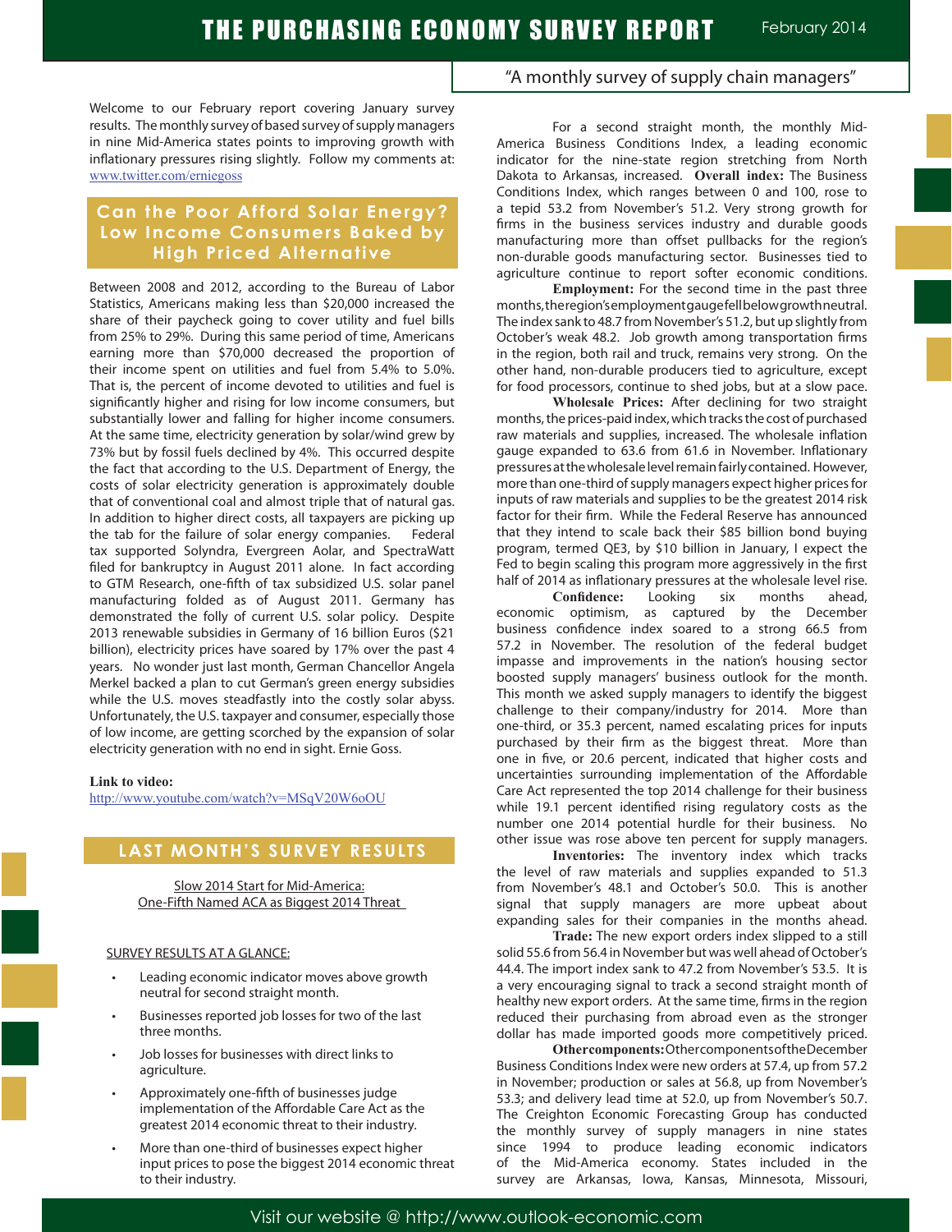# THE PURCHASING ECONOMY SURVEY REPORT

February 2014

"A monthly survey of supply chain managers"

Welcome to our February report covering January survey results. The monthly survey of based survey of supply managers in nine Mid-America states points to improving growth with inflationary pressures rising slightly. Follow my comments at: www.twitter.com/erniegoss

## Can the Poor Afford Solar Energy? Low Income Consumers Baked by High Priced Alternative

Between 2008 and 2012, according to the Bureau of Labor Statistics, Americans making less than $20,000 increased the share of their paycheck going to cover utility and fuel bills from 25% to 29%. During this same period of time, Americans earning more than $70,000 decreased the proportion of their income spent on utilities and fuel from 5.4% to 5.0%. That is, the percent of income devoted to utilities and fuel is significantly higher and rising for low income consumers, but substantially lower and falling for higher income consumers. At the same time, electricity generation by solar/wind grew by 73% but by fossil fuels declined by 4%. This occurred despite the fact that according to the U.S. Department of Energy, the costs of solar electricity generation is approximately double that of conventional coal and almost triple that of natural gas. In addition to higher direct costs, all taxpayers are picking up the tab for the failure of solar energy companies. Federal tax supported Solyndra, Evergreen Aolar, and SpectraWatt filed for bankruptcy in August 2011 alone. In fact according to GTM Research, one-fifth of tax subsidized U.S. solar panel manufacturing folded as of August 2011. Germany has demonstrated the folly of current U.S. solar policy. Despite 2013 renewable subsidies in Germany of 16 billion Euros ($21 billion), electricity prices have soared by 17% over the past 4 years. No wonder just last month, German Chancellor Angela Merkel backed a plan to cut German's green energy subsidies while the U.S. moves steadfastly into the costly solar abyss. Unfortunately, the U.S. taxpayer and consumer, especially those of low income, are getting scorched by the expansion of solar electricity generation with no end in sight. Ernie Goss.

**Link to video:**
http://www.youtube.com/watch?v=MSqV20W6oOU

## LAST MONTH'S SURVEY RESULTS

Slow 2014 Start for Mid-America:
One-Fifth Named ACA as Biggest 2014 Threat

SURVEY RESULTS AT A GLANCE:

- Leading economic indicator moves above growth neutral for second straight month.
- Businesses reported job losses for two of the last three months.
- Job losses for businesses with direct links to agriculture.
- Approximately one-fifth of businesses judge implementation of the Affordable Care Act as the greatest 2014 economic threat to their industry.
- More than one-third of businesses expect higher input prices to pose the biggest 2014 economic threat to their industry.

For a second straight month, the monthly Mid-America Business Conditions Index, a leading economic indicator for the nine-state region stretching from North Dakota to Arkansas, increased. **Overall index:** The Business Conditions Index, which ranges between 0 and 100, rose to a tepid 53.2 from November's 51.2. Very strong growth for firms in the business services industry and durable goods manufacturing more than offset pullbacks for the region's non-durable goods manufacturing sector. Businesses tied to agriculture continue to report softer economic conditions.

**Employment:** For the second time in the past three months, the region's employment gauge fell below growth neutral. The index sank to 48.7 from November's 51.2, but up slightly from October's weak 48.2. Job growth among transportation firms in the region, both rail and truck, remains very strong. On the other hand, non-durable producers tied to agriculture, except for food processors, continue to shed jobs, but at a slow pace.

**Wholesale Prices:** After declining for two straight months, the prices-paid index, which tracks the cost of purchased raw materials and supplies, increased. The wholesale inflation gauge expanded to 63.6 from 61.6 in November. Inflationary pressures at the wholesale level remain fairly contained. However, more than one-third of supply managers expect higher prices for inputs of raw materials and supplies to be the greatest 2014 risk factor for their firm. While the Federal Reserve has announced that they intend to scale back their $85 billion bond buying program, termed QE3, by $10 billion in January, I expect the Fed to begin scaling this program more aggressively in the first half of 2014 as inflationary pressures at the wholesale level rise.

**Confidence:** Looking six months ahead, economic optimism, as captured by the December business confidence index soared to a strong 66.5 from 57.2 in November. The resolution of the federal budget impasse and improvements in the nation's housing sector boosted supply managers' business outlook for the month. This month we asked supply managers to identify the biggest challenge to their company/industry for 2014. More than one-third, or 35.3 percent, named escalating prices for inputs purchased by their firm as the biggest threat. More than one in five, or 20.6 percent, indicated that higher costs and uncertainties surrounding implementation of the Affordable Care Act represented the top 2014 challenge for their business while 19.1 percent identified rising regulatory costs as the number one 2014 potential hurdle for their business. No other issue was rose above ten percent for supply managers.

**Inventories:** The inventory index which tracks the level of raw materials and supplies expanded to 51.3 from November's 48.1 and October's 50.0. This is another signal that supply managers are more upbeat about expanding sales for their companies in the months ahead.

**Trade:** The new export orders index slipped to a still solid 55.6 from 56.4 in November but was well ahead of October's 44.4. The import index sank to 47.2 from November's 53.5. It is a very encouraging signal to track a second straight month of healthy new export orders. At the same time, firms in the region reduced their purchasing from abroad even as the stronger dollar has made imported goods more competitively priced.

**Other components:** Other components of the December Business Conditions Index were new orders at 57.4, up from 57.2 in November; production or sales at 56.8, up from November's 53.3; and delivery lead time at 52.0, up from November's 50.7. The Creighton Economic Forecasting Group has conducted the monthly survey of supply managers in nine states since 1994 to produce leading economic indicators of the Mid-America economy. States included in the survey are Arkansas, Iowa, Kansas, Minnesota, Missouri,

Visit our website @ http://www.outlook-economic.com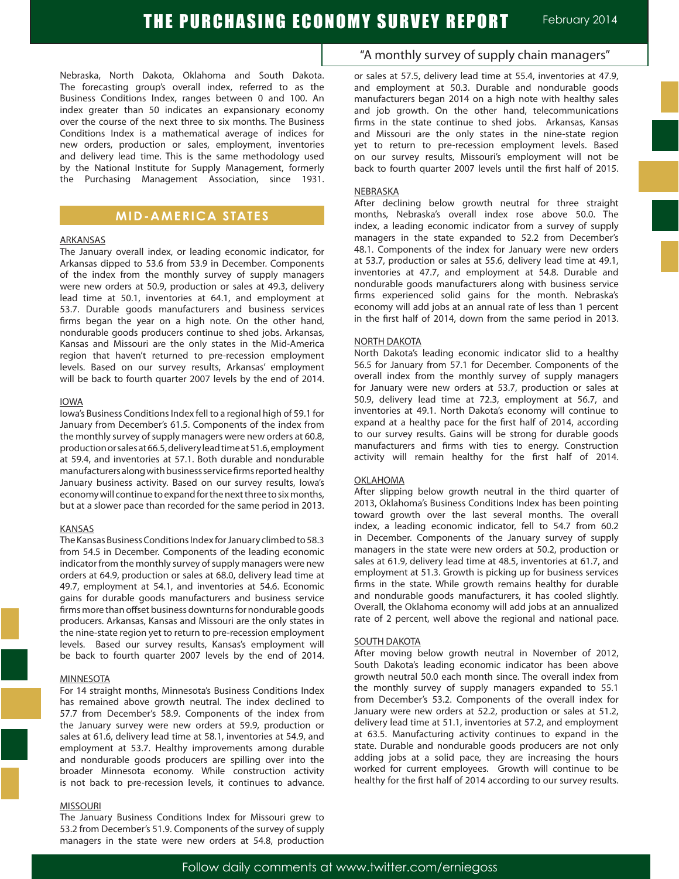Nebraska, North Dakota, Oklahoma and South Dakota. The forecasting group's overall index, referred to as the Business Conditions Index, ranges between 0 and 100. An index greater than 50 indicates an expansionary economy over the course of the next three to six months. The Business Conditions Index is a mathematical average of indices for new orders, production or sales, employment, inventories and delivery lead time. This is the same methodology used by the National Institute for Supply Management, formerly the Purchasing Management Association, since 1931.

## MID-AMERICA STATES

### ARKANSAS

The January overall index, or leading economic indicator, for Arkansas dipped to 53.6 from 53.9 in December. Components of the index from the monthly survey of supply managers were new orders at 50.9, production or sales at 49.3, delivery lead time at 50.1, inventories at 64.1, and employment at 53.7. Durable goods manufacturers and business services firms began the year on a high note. On the other hand, nondurable goods producers continue to shed jobs. Arkansas, Kansas and Missouri are the only states in the Mid-America region that haven't returned to pre-recession employment levels. Based on our survey results, Arkansas' employment will be back to fourth quarter 2007 levels by the end of 2014.

### IOWA

Iowa's Business Conditions Index fell to a regional high of 59.1 for January from December's 61.5. Components of the index from the monthly survey of supply managers were new orders at 60.8, production or sales at 66.5, delivery lead time at 51.6, employment at 59.4, and inventories at 57.1. Both durable and nondurable manufacturers along with business service firms reported healthy January business activity. Based on our survey results, Iowa's economy will continue to expand for the next three to six months, but at a slower pace than recorded for the same period in 2013.

### KANSAS

The Kansas Business Conditions Index for January climbed to 58.3 from 54.5 in December. Components of the leading economic indicator from the monthly survey of supply managers were new orders at 64.9, production or sales at 68.0, delivery lead time at 49.7, employment at 54.1, and inventories at 54.6. Economic gains for durable goods manufacturers and business service firms more than offset business downturns for nondurable goods producers. Arkansas, Kansas and Missouri are the only states in the nine-state region yet to return to pre-recession employment levels. Based our survey results, Kansas's employment will be back to fourth quarter 2007 levels by the end of 2014.

### MINNESOTA

For 14 straight months, Minnesota's Business Conditions Index has remained above growth neutral. The index declined to 57.7 from December's 58.9. Components of the index from the January survey were new orders at 59.9, production or sales at 61.6, delivery lead time at 58.1, inventories at 54.9, and employment at 53.7. Healthy improvements among durable and nondurable goods producers are spilling over into the broader Minnesota economy. While construction activity is not back to pre-recession levels, it continues to advance.

### MISSOURI

The January Business Conditions Index for Missouri grew to 53.2 from December's 51.9. Components of the survey of supply managers in the state were new orders at 54.8, production or sales at 57.5, delivery lead time at 55.4, inventories at 47.9, and employment at 50.3. Durable and nondurable goods manufacturers began 2014 on a high note with healthy sales and job growth. On the other hand, telecommunications firms in the state continue to shed jobs. Arkansas, Kansas and Missouri are the only states in the nine-state region yet to return to pre-recession employment levels. Based on our survey results, Missouri's employment will not be back to fourth quarter 2007 levels until the first half of 2015.

### NEBRASKA

After declining below growth neutral for three straight months, Nebraska's overall index rose above 50.0. The index, a leading economic indicator from a survey of supply managers in the state expanded to 52.2 from December's 48.1. Components of the index for January were new orders at 53.7, production or sales at 55.6, delivery lead time at 49.1, inventories at 47.7, and employment at 54.8. Durable and nondurable goods manufacturers along with business service firms experienced solid gains for the month. Nebraska's economy will add jobs at an annual rate of less than 1 percent in the first half of 2014, down from the same period in 2013.

### NORTH DAKOTA

North Dakota's leading economic indicator slid to a healthy 56.5 for January from 57.1 for December. Components of the overall index from the monthly survey of supply managers for January were new orders at 53.7, production or sales at 50.9, delivery lead time at 72.3, employment at 56.7, and inventories at 49.1. North Dakota's economy will continue to expand at a healthy pace for the first half of 2014, according to our survey results. Gains will be strong for durable goods manufacturers and firms with ties to energy. Construction activity will remain healthy for the first half of 2014.

### OKLAHOMA

After slipping below growth neutral in the third quarter of 2013, Oklahoma's Business Conditions Index has been pointing toward growth over the last several months. The overall index, a leading economic indicator, fell to 54.7 from 60.2 in December. Components of the January survey of supply managers in the state were new orders at 50.2, production or sales at 61.9, delivery lead time at 48.5, inventories at 61.7, and employment at 51.3. Growth is picking up for business services firms in the state. While growth remains healthy for durable and nondurable goods manufacturers, it has cooled slightly. Overall, the Oklahoma economy will add jobs at an annualized rate of 2 percent, well above the regional and national pace.

### SOUTH DAKOTA

After moving below growth neutral in November of 2012, South Dakota's leading economic indicator has been above growth neutral 50.0 each month since. The overall index from the monthly survey of supply managers expanded to 55.1 from December's 53.2. Components of the overall index for January were new orders at 52.2, production or sales at 51.2, delivery lead time at 51.1, inventories at 57.2, and employment at 63.5. Manufacturing activity continues to expand in the state. Durable and nondurable goods producers are not only adding jobs at a solid pace, they are increasing the hours worked for current employees. Growth will continue to be healthy for the first half of 2014 according to our survey results.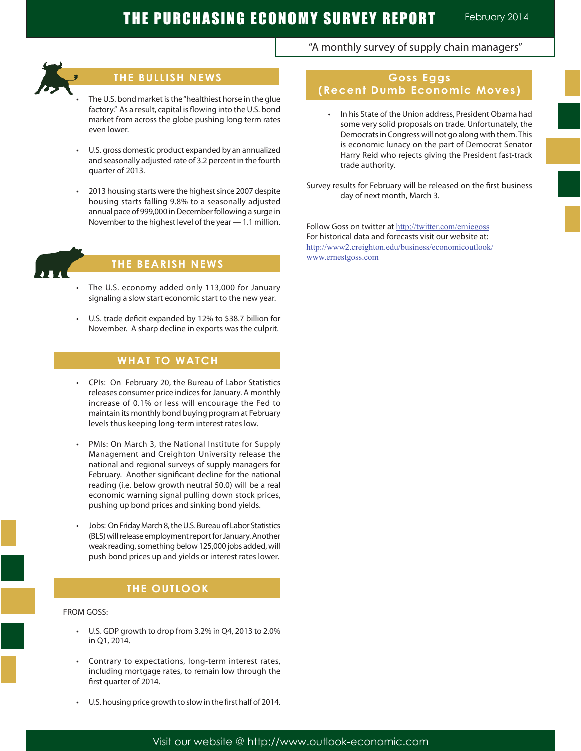# THE PURCHASING ECONOMY SURVEY REPORT

February 2014

"A monthly survey of supply chain managers"

## THE BULLISH NEWS

- The U.S. bond market is the "healthiest horse in the glue factory." As a result, capital is flowing into the U.S. bond market from across the globe pushing long term rates even lower.
- U.S. gross domestic product expanded by an annualized and seasonally adjusted rate of 3.2 percent in the fourth quarter of 2013.
- 2013 housing starts were the highest since 2007 despite housing starts falling 9.8% to a seasonally adjusted annual pace of 999,000 in December following a surge in November to the highest level of the year — 1.1 million.

## THE BEARISH NEWS

- The U.S. economy added only 113,000 for January signaling a slow start economic start to the new year.
- U.S. trade deficit expanded by 12% to $38.7 billion for November. A sharp decline in exports was the culprit.

## WHAT TO WATCH

- CPIs: On February 20, the Bureau of Labor Statistics releases consumer price indices for January. A monthly increase of 0.1% or less will encourage the Fed to maintain its monthly bond buying program at February levels thus keeping long-term interest rates low.
- PMIs: On March 3, the National Institute for Supply Management and Creighton University release the national and regional surveys of supply managers for February. Another significant decline for the national reading (i.e. below growth neutral 50.0) will be a real economic warning signal pulling down stock prices, pushing up bond prices and sinking bond yields.
- Jobs: On Friday March 8, the U.S. Bureau of Labor Statistics (BLS) will release employment report for January. Another weak reading, something below 125,000 jobs added, will push bond prices up and yields or interest rates lower.

## THE OUTLOOK

FROM GOSS:

- U.S. GDP growth to drop from 3.2% in Q4, 2013 to 2.0% in Q1, 2014.
- Contrary to expectations, long-term interest rates, including mortgage rates, to remain low through the first quarter of 2014.
- U.S. housing price growth to slow in the first half of 2014.

## Goss Eggs (Recent Dumb Economic Moves)

- In his State of the Union address, President Obama had some very solid proposals on trade. Unfortunately, the Democrats in Congress will not go along with them. This is economic lunacy on the part of Democrat Senator Harry Reid who rejects giving the President fast-track trade authority.

Survey results for February will be released on the first business day of next month, March 3.

Follow Goss on twitter at http://twitter.com/erniegoss
For historical data and forecasts visit our website at:
http://www2.creighton.edu/business/economicoutlook/
www.ernestgoss.com

Visit our website @ http://www.outlook-economic.com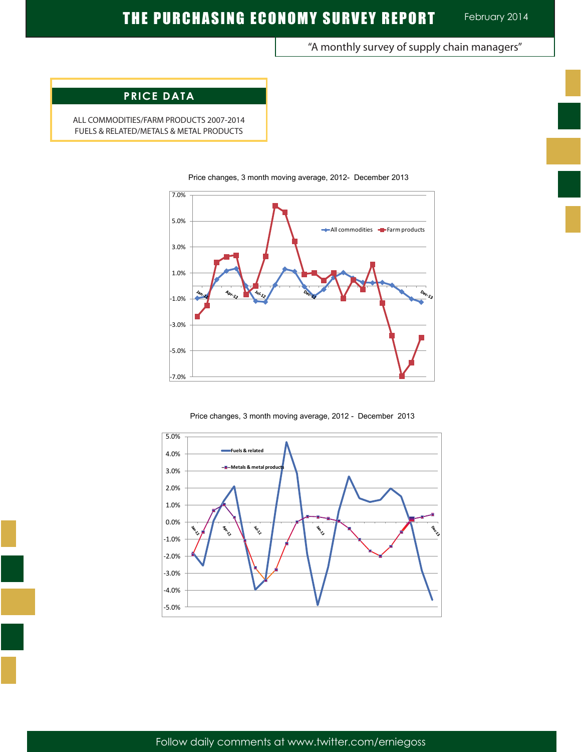PRICE DATA

ALL COMMODITIES/FARM PRODUCTS 2007-2014
FUELS & RELATED/METALS & METAL PRODUCTS

Price changes, 3 month moving average, 2012- December 2013

7.0%
5.0%
3.0%
1.0%
-1.0%
-3.0%
-5.0%
-7.0%

All commodities
Farm products

Jan-12
Apr-12
Jul-12
Dec-12
Dec-13

Price changes, 3 month moving average, 2012 - December 2013

5.0%
4.0%
3.0%
2.0%
1.0%
0.0%
-1.0%
-2.0%
-3.0%
-4.0%
-5.0%

Fuels & related
Metals & metal products

Jan-12
Apr-12
Jul-12
Jan-13
Dec-13